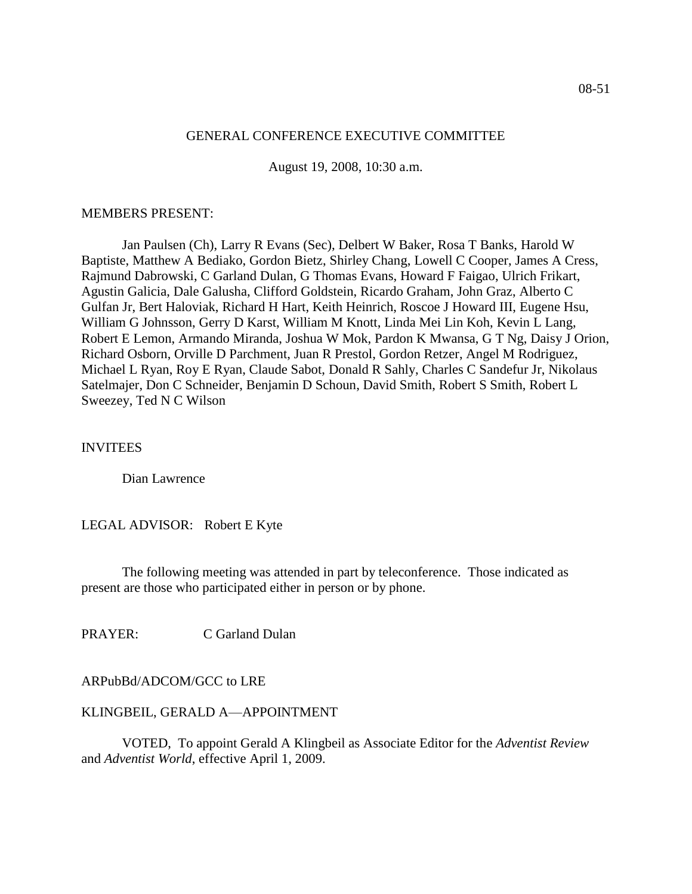08-51

GENERAL CONFERENCE EXECUTIVE COMMITTEE

August 19, 2008, 10:30 a.m.

MEMBERS PRESENT:

Jan Paulsen (Ch), Larry R Evans (Sec), Delbert W Baker, Rosa T Banks, Harold W Baptiste, Matthew A Bediako, Gordon Bietz, Shirley Chang, Lowell C Cooper, James A Cress, Rajmund Dabrowski, C Garland Dulan, G Thomas Evans, Howard F Faigao, Ulrich Frikart, Agustin Galicia, Dale Galusha, Clifford Goldstein, Ricardo Graham, John Graz, Alberto C Gulfan Jr, Bert Haloviak, Richard H Hart, Keith Heinrich, Roscoe J Howard III, Eugene Hsu, William G Johnsson, Gerry D Karst, William M Knott, Linda Mei Lin Koh, Kevin L Lang, Robert E Lemon, Armando Miranda, Joshua W Mok, Pardon K Mwansa, G T Ng, Daisy J Orion, Richard Osborn, Orville D Parchment, Juan R Prestol, Gordon Retzer, Angel M Rodriguez, Michael L Ryan, Roy E Ryan, Claude Sabot, Donald R Sahly, Charles C Sandefur Jr, Nikolaus Satelmajer, Don C Schneider, Benjamin D Schoun, David Smith, Robert S Smith, Robert L Sweezey, Ted N C Wilson

INVITEES

Dian Lawrence

LEGAL ADVISOR: Robert E Kyte

The following meeting was attended in part by teleconference. Those indicated as present are those who participated either in person or by phone.

PRAYER: C Garland Dulan

ARPubBd/ADCOM/GCC to LRE

KLINGBEIL, GERALD A—APPOINTMENT

VOTED, To appoint Gerald A Klingbeil as Associate Editor for the *Adventist Review* and *Adventist World*, effective April 1, 2009.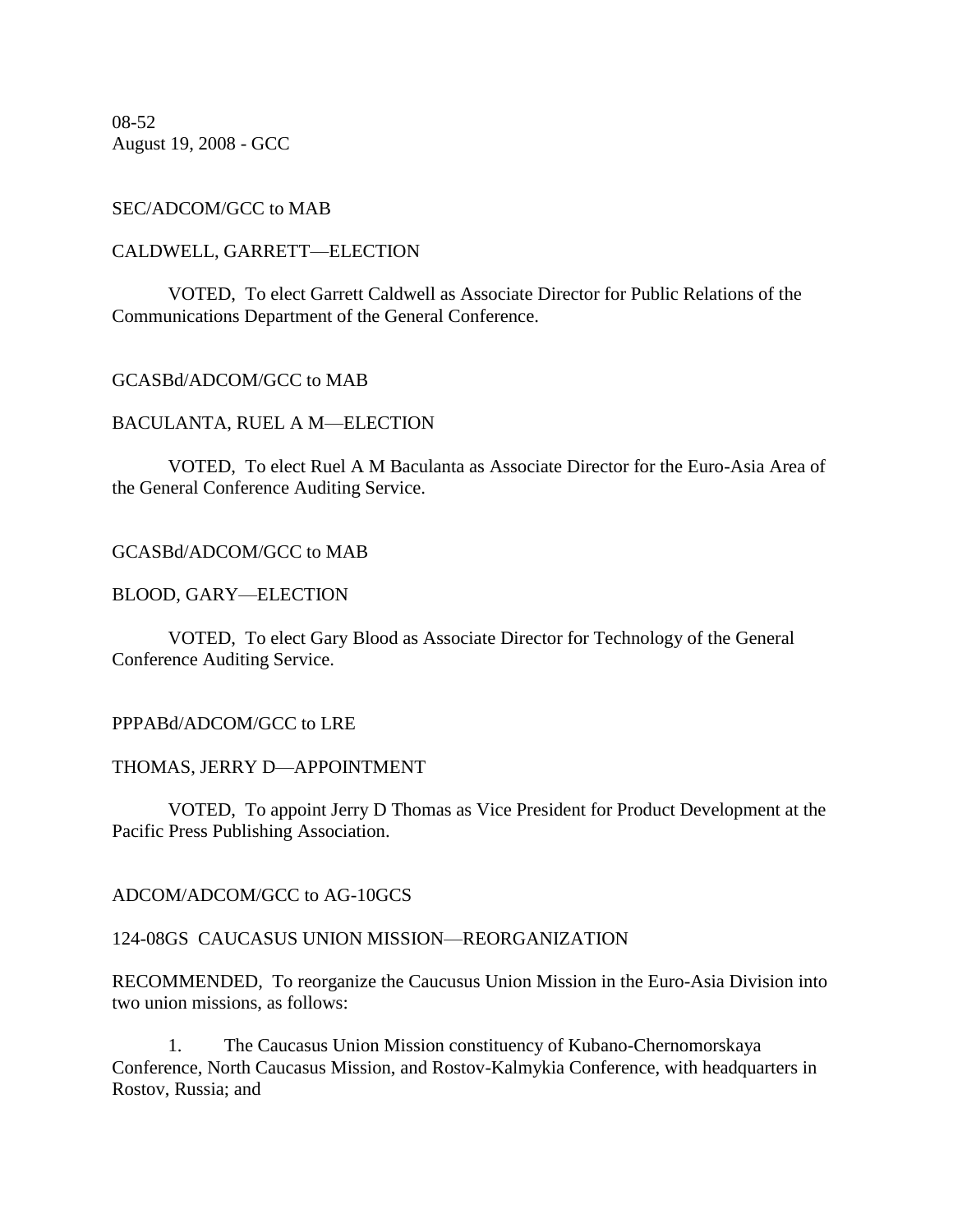08-52
August 19, 2008 - GCC

SEC/ADCOM/GCC to MAB

CALDWELL, GARRETT—ELECTION

VOTED, To elect Garrett Caldwell as Associate Director for Public Relations of the Communications Department of the General Conference.

GCASBd/ADCOM/GCC to MAB

BACULANTA, RUEL A M—ELECTION

VOTED, To elect Ruel A M Baculanta as Associate Director for the Euro-Asia Area of the General Conference Auditing Service.

GCASBd/ADCOM/GCC to MAB

BLOOD, GARY—ELECTION

VOTED, To elect Gary Blood as Associate Director for Technology of the General Conference Auditing Service.

PPPABd/ADCOM/GCC to LRE

THOMAS, JERRY D—APPOINTMENT

VOTED, To appoint Jerry D Thomas as Vice President for Product Development at the Pacific Press Publishing Association.

ADCOM/ADCOM/GCC to AG-10GCS

124-08GS CAUCASUS UNION MISSION—REORGANIZATION

RECOMMENDED, To reorganize the Caucusus Union Mission in the Euro-Asia Division into two union missions, as follows:

1. The Caucasus Union Mission constituency of Kubano-Chernomorskaya Conference, North Caucasus Mission, and Rostov-Kalmykia Conference, with headquarters in Rostov, Russia; and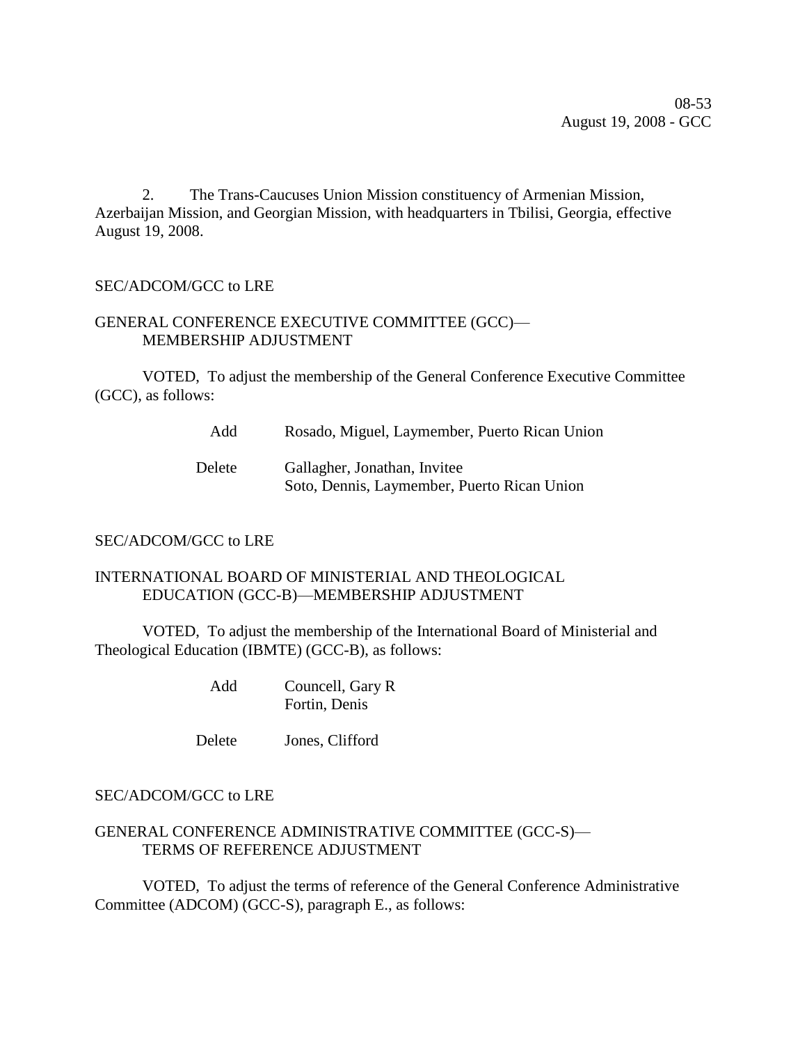2. The Trans-Caucuses Union Mission constituency of Armenian Mission, Azerbaijan Mission, and Georgian Mission, with headquarters in Tbilisi, Georgia, effective August 19, 2008.

SEC/ADCOM/GCC to LRE

GENERAL CONFERENCE EXECUTIVE COMMITTEE (GCC)—
MEMBERSHIP ADJUSTMENT

VOTED, To adjust the membership of the General Conference Executive Committee (GCC), as follows:

| | |
|---|---|
| Add | Rosado, Miguel, Laymember, Puerto Rican Union |
| Delete | Gallagher, Jonathan, Invitee<br>Soto, Dennis, Laymember, Puerto Rican Union |

SEC/ADCOM/GCC to LRE

INTERNATIONAL BOARD OF MINISTERIAL AND THEOLOGICAL
EDUCATION (GCC-B)—MEMBERSHIP ADJUSTMENT

VOTED, To adjust the membership of the International Board of Ministerial and Theological Education (IBMTE) (GCC-B), as follows:

| | |
|---|---|
| Add | Councell, Gary R<br>Fortin, Denis |
| Delete | Jones, Clifford |

SEC/ADCOM/GCC to LRE

GENERAL CONFERENCE ADMINISTRATIVE COMMITTEE (GCC-S)—
TERMS OF REFERENCE ADJUSTMENT

VOTED, To adjust the terms of reference of the General Conference Administrative Committee (ADCOM) (GCC-S), paragraph E., as follows: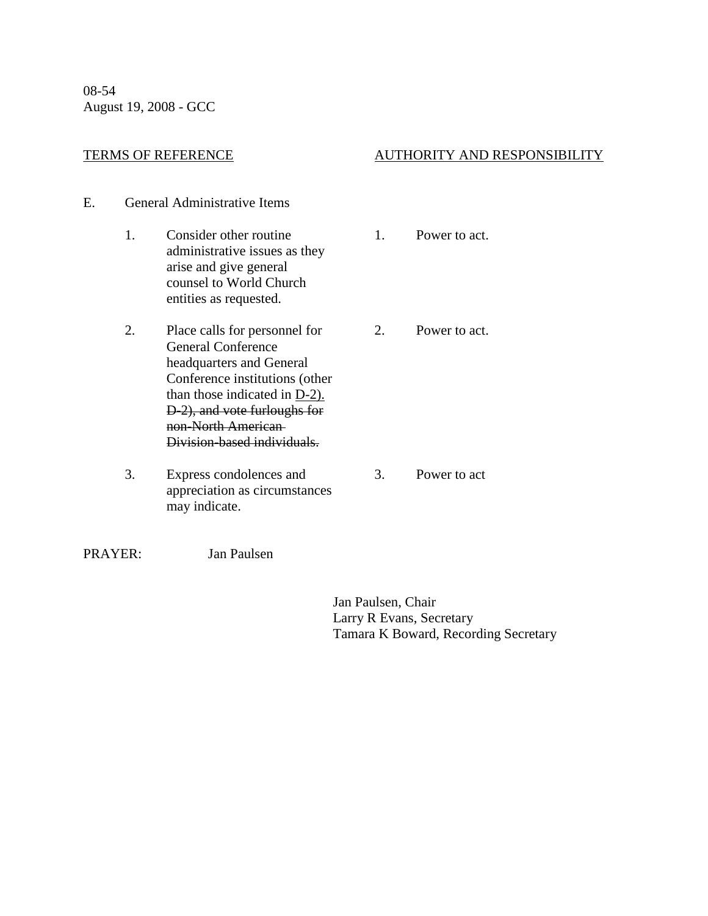08-54
August 19, 2008 - GCC

| TERMS OF REFERENCE | AUTHORITY AND RESPONSIBILITY |
|---|---|
| E. General Administrative Items | |
| 1. Consider other routine administrative issues as they arise and give general counsel to World Church entities as requested. | 1. Power to act. |
| 2. Place calls for personnel for General Conference headquarters and General Conference institutions (other than those indicated in <u>D-2).</u> ~~D-2), and vote furloughs for non-North American Division-based individuals.~~ | 2. Power to act. |
| 3. Express condolences and appreciation as circumstances may indicate. | 3. Power to act |

PRAYER: Jan Paulsen

Jan Paulsen, Chair
Larry R Evans, Secretary
Tamara K Boward, Recording Secretary